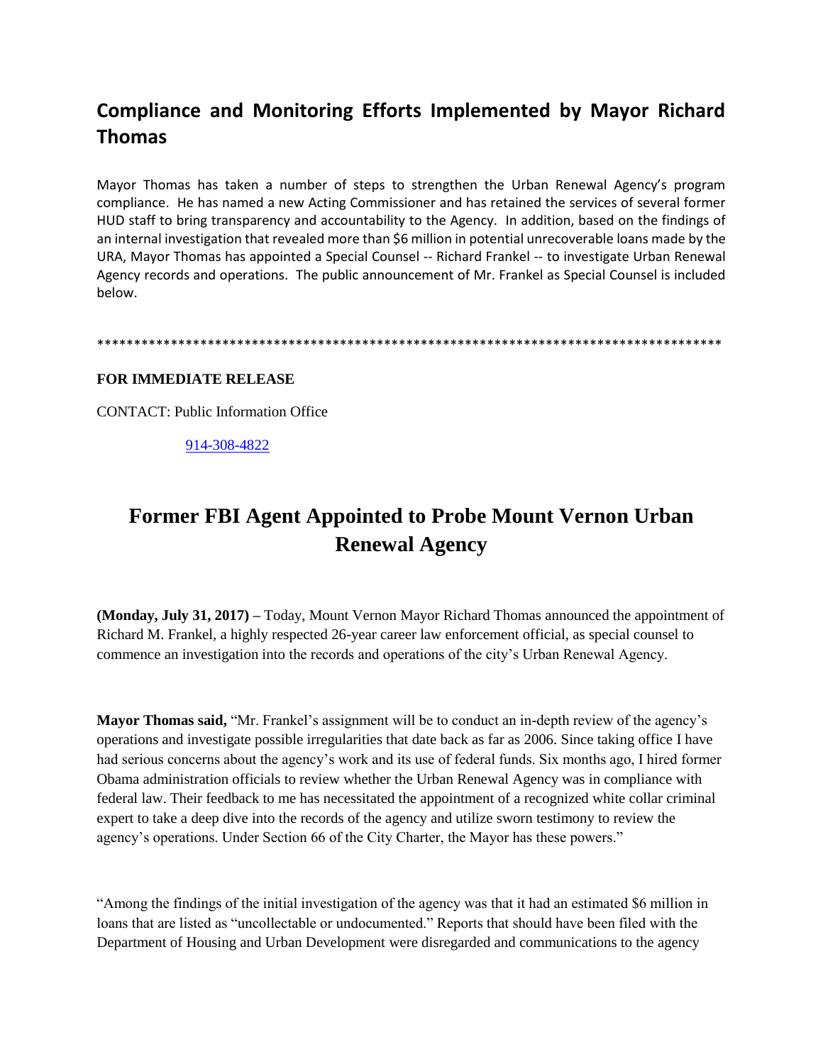## Compliance and Monitoring Efforts Implemented by Mayor Richard Thomas

Mayor Thomas has taken a number of steps to strengthen the Urban Renewal Agency's program compliance. He has named a new Acting Commissioner and has retained the services of several former HUD staff to bring transparency and accountability to the Agency. In addition, based on the findings of an internal investigation that revealed more than $6 million in potential unrecoverable loans made by the URA, Mayor Thomas has appointed a Special Counsel -- Richard Frankel -- to investigate Urban Renewal Agency records and operations. The public announcement of Mr. Frankel as Special Counsel is included below.

\*\*\*\*\*\*\*\*\*\*\*\*\*\*\*\*\*\*\*\*\*\*\*\*\*\*\*\*\*\*\*\*\*\*\*\*\*\*\*\*\*\*\*\*\*\*\*\*\*\*\*\*\*\*\*\*\*\*\*\*\*\*\*\*\*\*\*\*\*\*\*\*\*\*\*\*\*\*\*\*\*\*\*\*\*\*

**FOR IMMEDIATE RELEASE**

CONTACT: Public Information Office

914-308-4822

# Former FBI Agent Appointed to Probe Mount Vernon Urban Renewal Agency

**(Monday, July 31, 2017) –** Today, Mount Vernon Mayor Richard Thomas announced the appointment of Richard M. Frankel, a highly respected 26-year career law enforcement official, as special counsel to commence an investigation into the records and operations of the city's Urban Renewal Agency.

**Mayor Thomas said,** "Mr. Frankel's assignment will be to conduct an in-depth review of the agency's operations and investigate possible irregularities that date back as far as 2006. Since taking office I have had serious concerns about the agency's work and its use of federal funds. Six months ago, I hired former Obama administration officials to review whether the Urban Renewal Agency was in compliance with federal law. Their feedback to me has necessitated the appointment of a recognized white collar criminal expert to take a deep dive into the records of the agency and utilize sworn testimony to review the agency's operations. Under Section 66 of the City Charter, the Mayor has these powers."

"Among the findings of the initial investigation of the agency was that it had an estimated $6 million in loans that are listed as "uncollectable or undocumented." Reports that should have been filed with the Department of Housing and Urban Development were disregarded and communications to the agency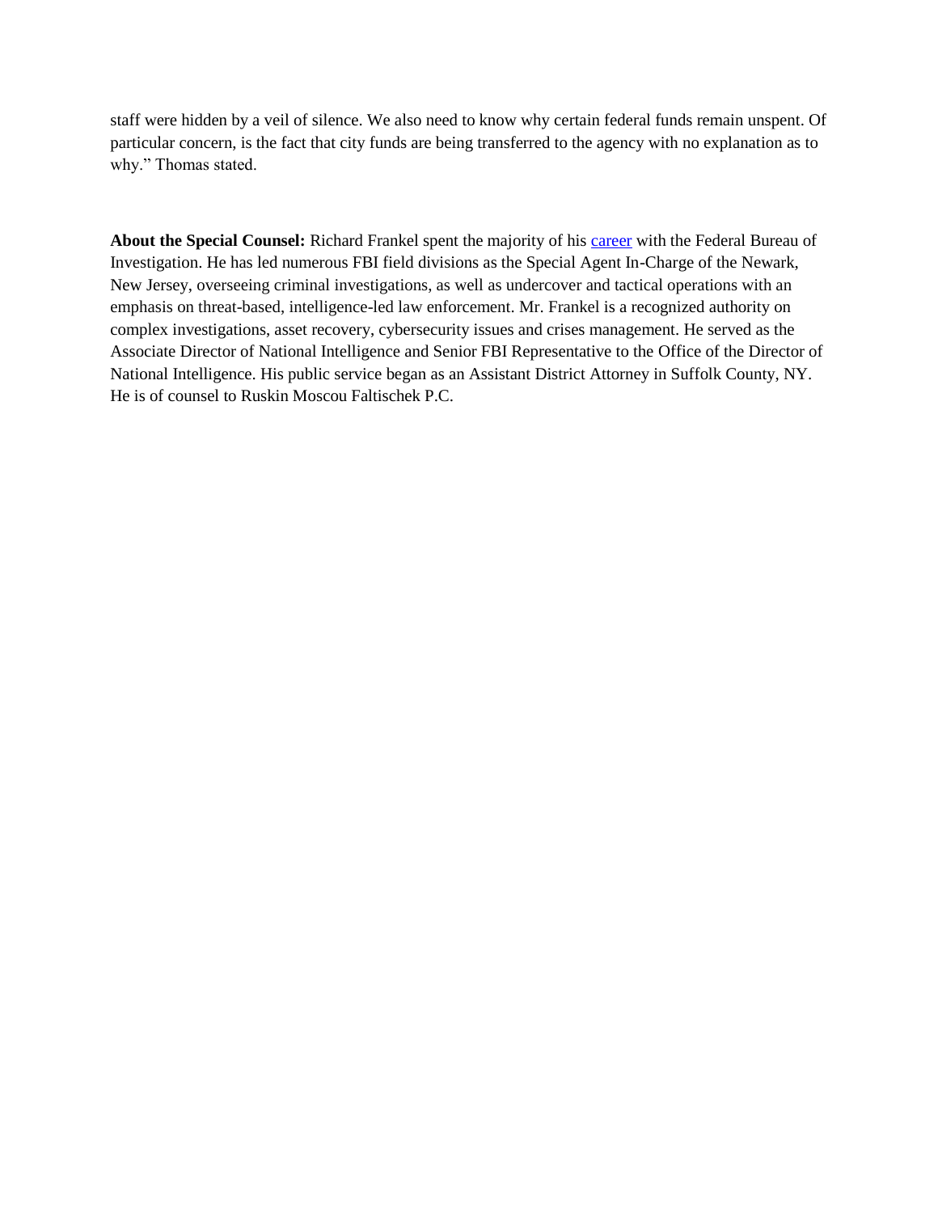staff were hidden by a veil of silence. We also need to know why certain federal funds remain unspent. Of particular concern, is the fact that city funds are being transferred to the agency with no explanation as to why." Thomas stated.

**About the Special Counsel:** Richard Frankel spent the majority of his career with the Federal Bureau of Investigation. He has led numerous FBI field divisions as the Special Agent In-Charge of the Newark, New Jersey, overseeing criminal investigations, as well as undercover and tactical operations with an emphasis on threat-based, intelligence-led law enforcement. Mr. Frankel is a recognized authority on complex investigations, asset recovery, cybersecurity issues and crises management. He served as the Associate Director of National Intelligence and Senior FBI Representative to the Office of the Director of National Intelligence. His public service began as an Assistant District Attorney in Suffolk County, NY. He is of counsel to Ruskin Moscou Faltischek P.C.